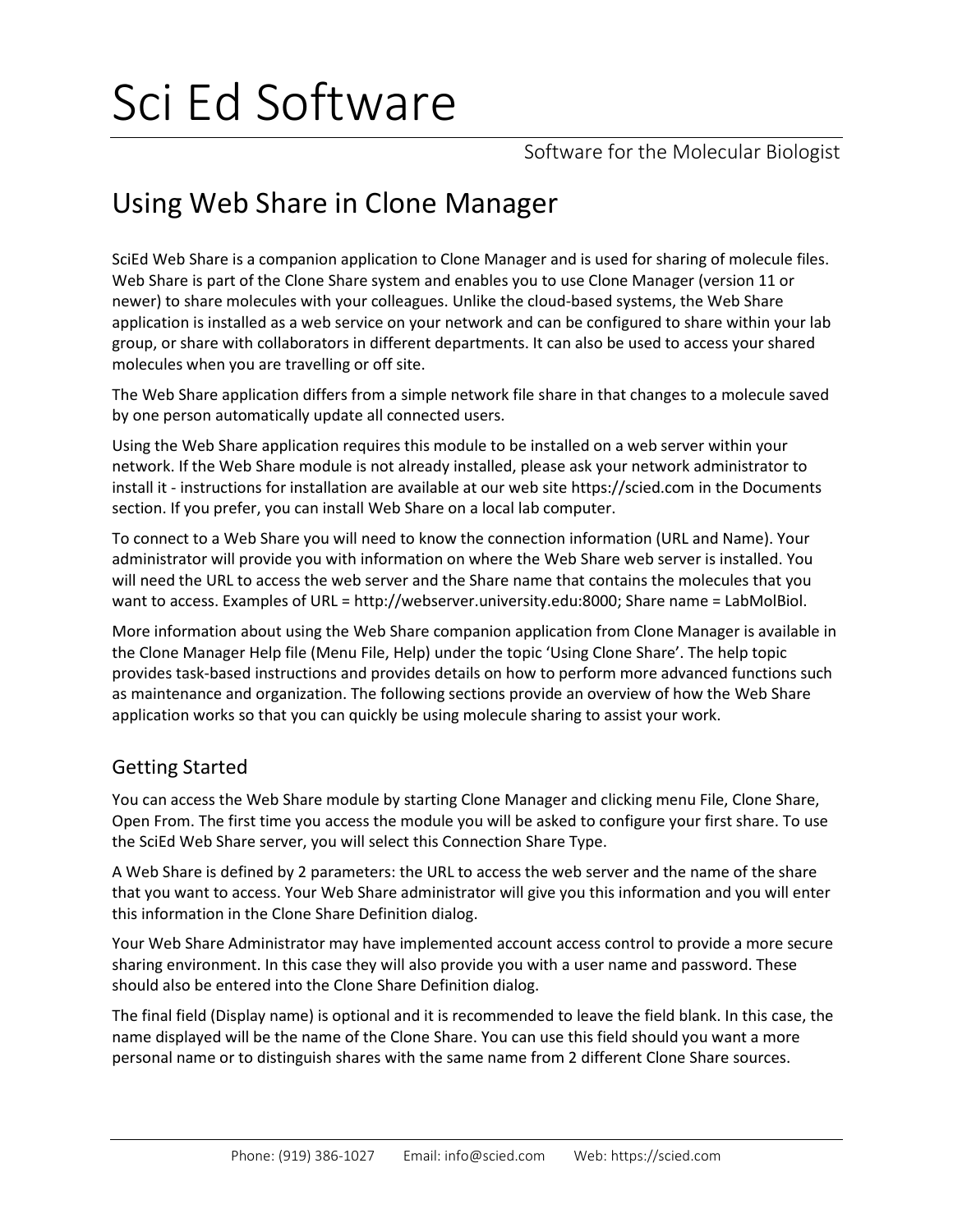# Sci Ed Software

Software for the Molecular Biologist

## Using Web Share in Clone Manager

SciEd Web Share is a companion application to Clone Manager and is used for sharing of molecule files. Web Share is part of the Clone Share system and enables you to use Clone Manager (version 11 or newer) to share molecules with your colleagues. Unlike the cloud-based systems, the Web Share application is installed as a web service on your network and can be configured to share within your lab group, or share with collaborators in different departments. It can also be used to access your shared molecules when you are travelling or off site.

The Web Share application differs from a simple network file share in that changes to a molecule saved by one person automatically update all connected users.

Using the Web Share application requires this module to be installed on a web server within your network. If the Web Share module is not already installed, please ask your network administrator to install it - instructions for installation are available at our web site https://scied.com in the Documents section. If you prefer, you can install Web Share on a local lab computer.

To connect to a Web Share you will need to know the connection information (URL and Name). Your administrator will provide you with information on where the Web Share web server is installed. You will need the URL to access the web server and the Share name that contains the molecules that you want to access. Examples of URL = http://webserver.university.edu:8000; Share name = LabMolBiol.

More information about using the Web Share companion application from Clone Manager is available in the Clone Manager Help file (Menu File, Help) under the topic 'Using Clone Share'. The help topic provides task-based instructions and provides details on how to perform more advanced functions such as maintenance and organization. The following sections provide an overview of how the Web Share application works so that you can quickly be using molecule sharing to assist your work.

### Getting Started

You can access the Web Share module by starting Clone Manager and clicking menu File, Clone Share, Open From. The first time you access the module you will be asked to configure your first share. To use the SciEd Web Share server, you will select this Connection Share Type.

A Web Share is defined by 2 parameters: the URL to access the web server and the name of the share that you want to access. Your Web Share administrator will give you this information and you will enter this information in the Clone Share Definition dialog.

Your Web Share Administrator may have implemented account access control to provide a more secure sharing environment. In this case they will also provide you with a user name and password. These should also be entered into the Clone Share Definition dialog.

The final field (Display name) is optional and it is recommended to leave the field blank. In this case, the name displayed will be the name of the Clone Share. You can use this field should you want a more personal name or to distinguish shares with the same name from 2 different Clone Share sources.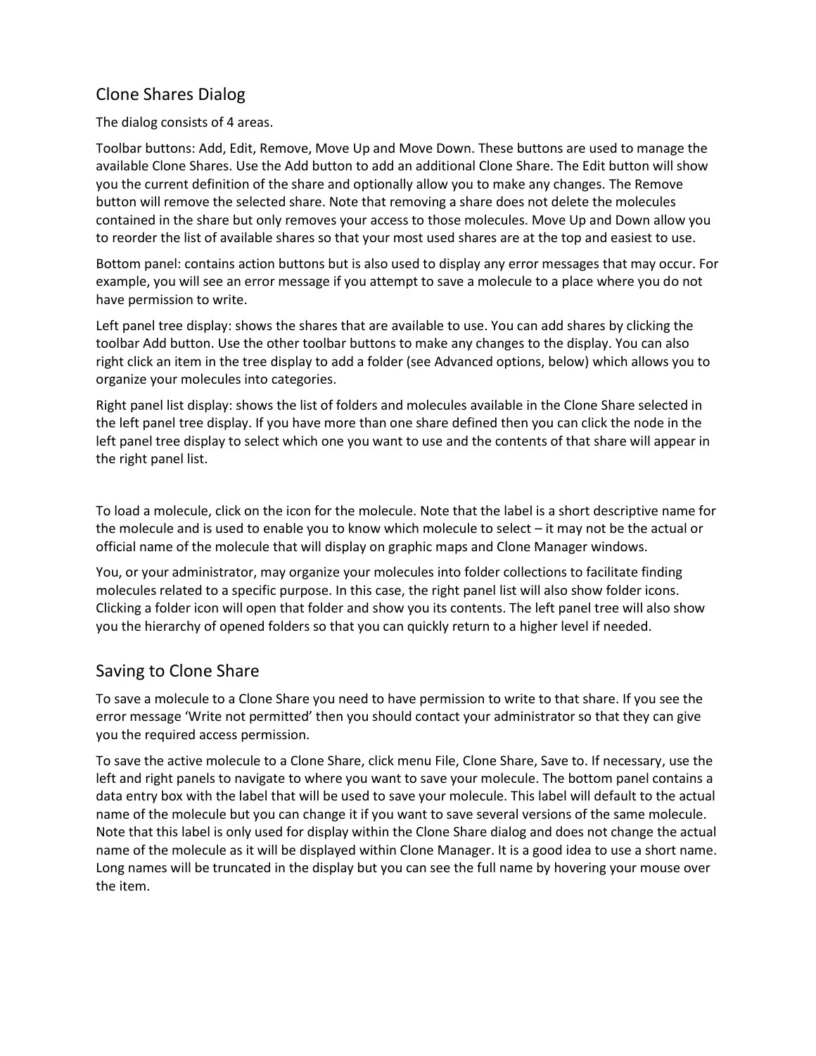## Clone Shares Dialog

The dialog consists of 4 areas.

Toolbar buttons: Add, Edit, Remove, Move Up and Move Down. These buttons are used to manage the available Clone Shares. Use the Add button to add an additional Clone Share. The Edit button will show you the current definition of the share and optionally allow you to make any changes. The Remove button will remove the selected share. Note that removing a share does not delete the molecules contained in the share but only removes your access to those molecules. Move Up and Down allow you to reorder the list of available shares so that your most used shares are at the top and easiest to use.

Bottom panel: contains action buttons but is also used to display any error messages that may occur. For example, you will see an error message if you attempt to save a molecule to a place where you do not have permission to write.

Left panel tree display: shows the shares that are available to use. You can add shares by clicking the toolbar Add button. Use the other toolbar buttons to make any changes to the display. You can also right click an item in the tree display to add a folder (see Advanced options, below) which allows you to organize your molecules into categories.

Right panel list display: shows the list of folders and molecules available in the Clone Share selected in the left panel tree display. If you have more than one share defined then you can click the node in the left panel tree display to select which one you want to use and the contents of that share will appear in the right panel list.

To load a molecule, click on the icon for the molecule. Note that the label is a short descriptive name for the molecule and is used to enable you to know which molecule to select – it may not be the actual or official name of the molecule that will display on graphic maps and Clone Manager windows.

You, or your administrator, may organize your molecules into folder collections to facilitate finding molecules related to a specific purpose. In this case, the right panel list will also show folder icons. Clicking a folder icon will open that folder and show you its contents. The left panel tree will also show you the hierarchy of opened folders so that you can quickly return to a higher level if needed.

## Saving to Clone Share

To save a molecule to a Clone Share you need to have permission to write to that share. If you see the error message 'Write not permitted' then you should contact your administrator so that they can give you the required access permission.

To save the active molecule to a Clone Share, click menu File, Clone Share, Save to. If necessary, use the left and right panels to navigate to where you want to save your molecule. The bottom panel contains a data entry box with the label that will be used to save your molecule. This label will default to the actual name of the molecule but you can change it if you want to save several versions of the same molecule. Note that this label is only used for display within the Clone Share dialog and does not change the actual name of the molecule as it will be displayed within Clone Manager. It is a good idea to use a short name. Long names will be truncated in the display but you can see the full name by hovering your mouse over the item.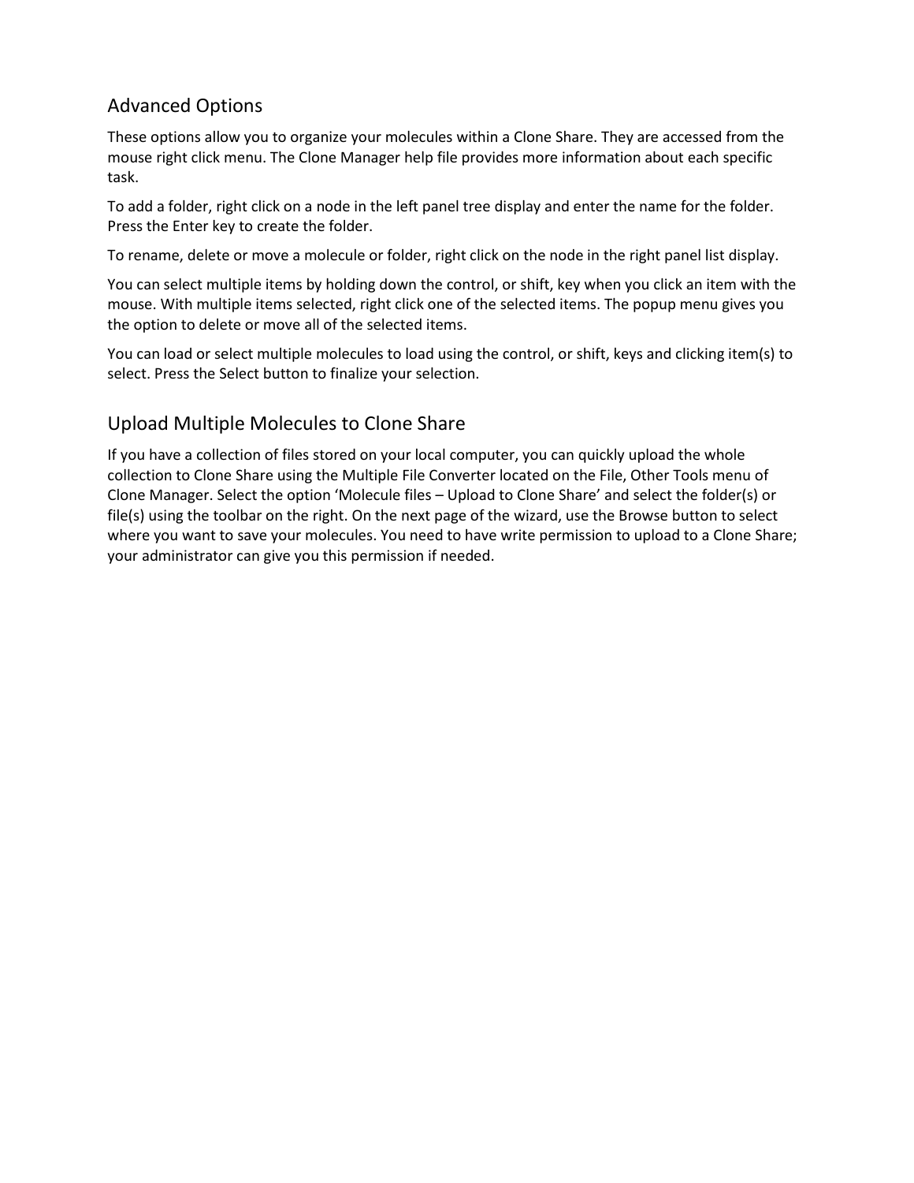## Advanced Options

These options allow you to organize your molecules within a Clone Share. They are accessed from the mouse right click menu. The Clone Manager help file provides more information about each specific task.

To add a folder, right click on a node in the left panel tree display and enter the name for the folder. Press the Enter key to create the folder.

To rename, delete or move a molecule or folder, right click on the node in the right panel list display.

You can select multiple items by holding down the control, or shift, key when you click an item with the mouse. With multiple items selected, right click one of the selected items. The popup menu gives you the option to delete or move all of the selected items.

You can load or select multiple molecules to load using the control, or shift, keys and clicking item(s) to select. Press the Select button to finalize your selection.

## Upload Multiple Molecules to Clone Share

If you have a collection of files stored on your local computer, you can quickly upload the whole collection to Clone Share using the Multiple File Converter located on the File, Other Tools menu of Clone Manager. Select the option 'Molecule files – Upload to Clone Share' and select the folder(s) or file(s) using the toolbar on the right. On the next page of the wizard, use the Browse button to select where you want to save your molecules. You need to have write permission to upload to a Clone Share; your administrator can give you this permission if needed.